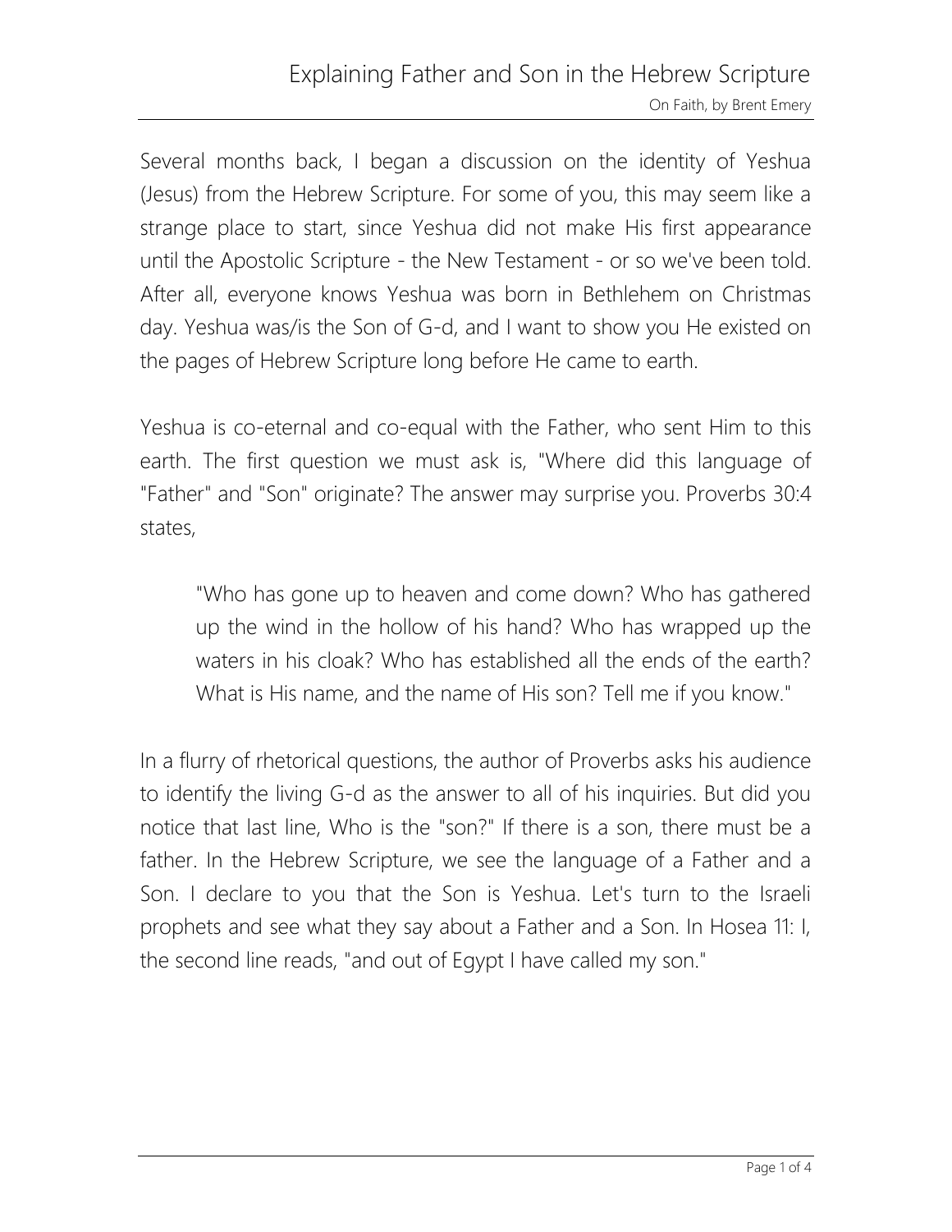# Explaining Father and Son in the Hebrew Scripture

On Faith, by Brent Emery

Several months back, I began a discussion on the identity of Yeshua (Jesus) from the Hebrew Scripture. For some of you, this may seem like a strange place to start, since Yeshua did not make His first appearance until the Apostolic Scripture - the New Testament - or so we've been told. After all, everyone knows Yeshua was born in Bethlehem on Christmas day. Yeshua was/is the Son of G-d, and I want to show you He existed on the pages of Hebrew Scripture long before He came to earth.

Yeshua is co-eternal and co-equal with the Father, who sent Him to this earth. The first question we must ask is, "Where did this language of "Father" and "Son" originate? The answer may surprise you. Proverbs 30:4 states,

> "Who has gone up to heaven and come down? Who has gathered up the wind in the hollow of his hand? Who has wrapped up the waters in his cloak? Who has established all the ends of the earth? What is His name, and the name of His son? Tell me if you know."

In a flurry of rhetorical questions, the author of Proverbs asks his audience to identify the living G-d as the answer to all of his inquiries. But did you notice that last line, Who is the "son?" If there is a son, there must be a father. In the Hebrew Scripture, we see the language of a Father and a Son. I declare to you that the Son is Yeshua. Let's turn to the Israeli prophets and see what they say about a Father and a Son. In Hosea 11: I, the second line reads, "and out of Egypt I have called my son."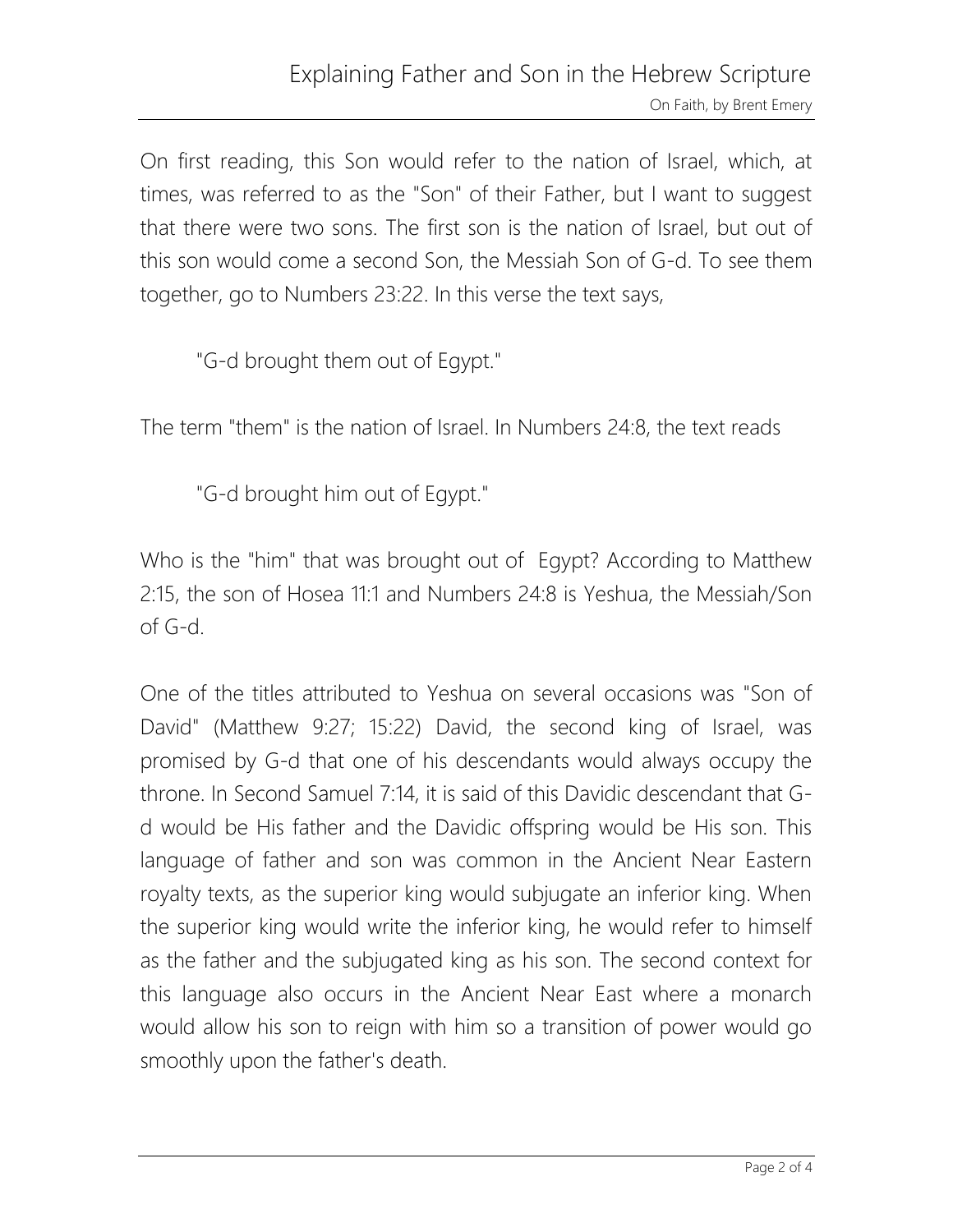On first reading, this Son would refer to the nation of Israel, which, at times, was referred to as the "Son" of their Father, but I want to suggest that there were two sons. The first son is the nation of Israel, but out of this son would come a second Son, the Messiah Son of G-d. To see them together, go to Numbers 23:22. In this verse the text says,

> "G-d brought them out of Egypt."

The term "them" is the nation of Israel. In Numbers 24:8, the text reads

> "G-d brought him out of Egypt."

Who is the "him" that was brought out of Egypt? According to Matthew 2:15, the son of Hosea 11:1 and Numbers 24:8 is Yeshua, the Messiah/Son of G-d.

One of the titles attributed to Yeshua on several occasions was "Son of David" (Matthew 9:27; 15:22) David, the second king of Israel, was promised by G-d that one of his descendants would always occupy the throne. In Second Samuel 7:14, it is said of this Davidic descendant that G-d would be His father and the Davidic offspring would be His son. This language of father and son was common in the Ancient Near Eastern royalty texts, as the superior king would subjugate an inferior king. When the superior king would write the inferior king, he would refer to himself as the father and the subjugated king as his son. The second context for this language also occurs in the Ancient Near East where a monarch would allow his son to reign with him so a transition of power would go smoothly upon the father's death.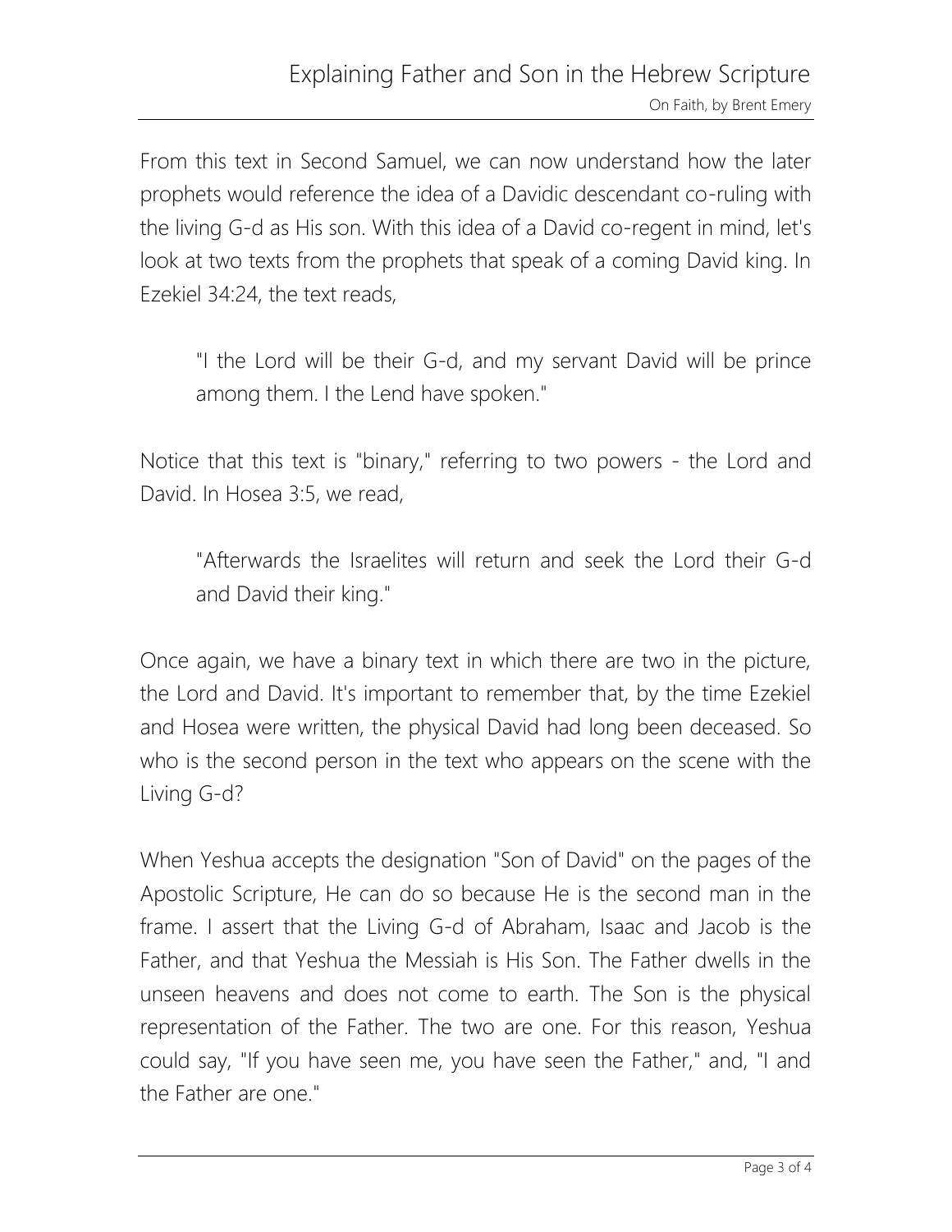From this text in Second Samuel, we can now understand how the later prophets would reference the idea of a Davidic descendant co-ruling with the living G-d as His son. With this idea of a David co-regent in mind, let's look at two texts from the prophets that speak of a coming David king. In Ezekiel 34:24, the text reads,

> "I the Lord will be their G-d, and my servant David will be prince among them. I the Lend have spoken."

Notice that this text is "binary," referring to two powers - the Lord and David. In Hosea 3:5, we read,

> "Afterwards the Israelites will return and seek the Lord their G-d and David their king."

Once again, we have a binary text in which there are two in the picture, the Lord and David. It's important to remember that, by the time Ezekiel and Hosea were written, the physical David had long been deceased. So who is the second person in the text who appears on the scene with the Living G-d?

When Yeshua accepts the designation "Son of David" on the pages of the Apostolic Scripture, He can do so because He is the second man in the frame. I assert that the Living G-d of Abraham, Isaac and Jacob is the Father, and that Yeshua the Messiah is His Son. The Father dwells in the unseen heavens and does not come to earth. The Son is the physical representation of the Father. The two are one. For this reason, Yeshua could say, "If you have seen me, you have seen the Father," and, "I and the Father are one."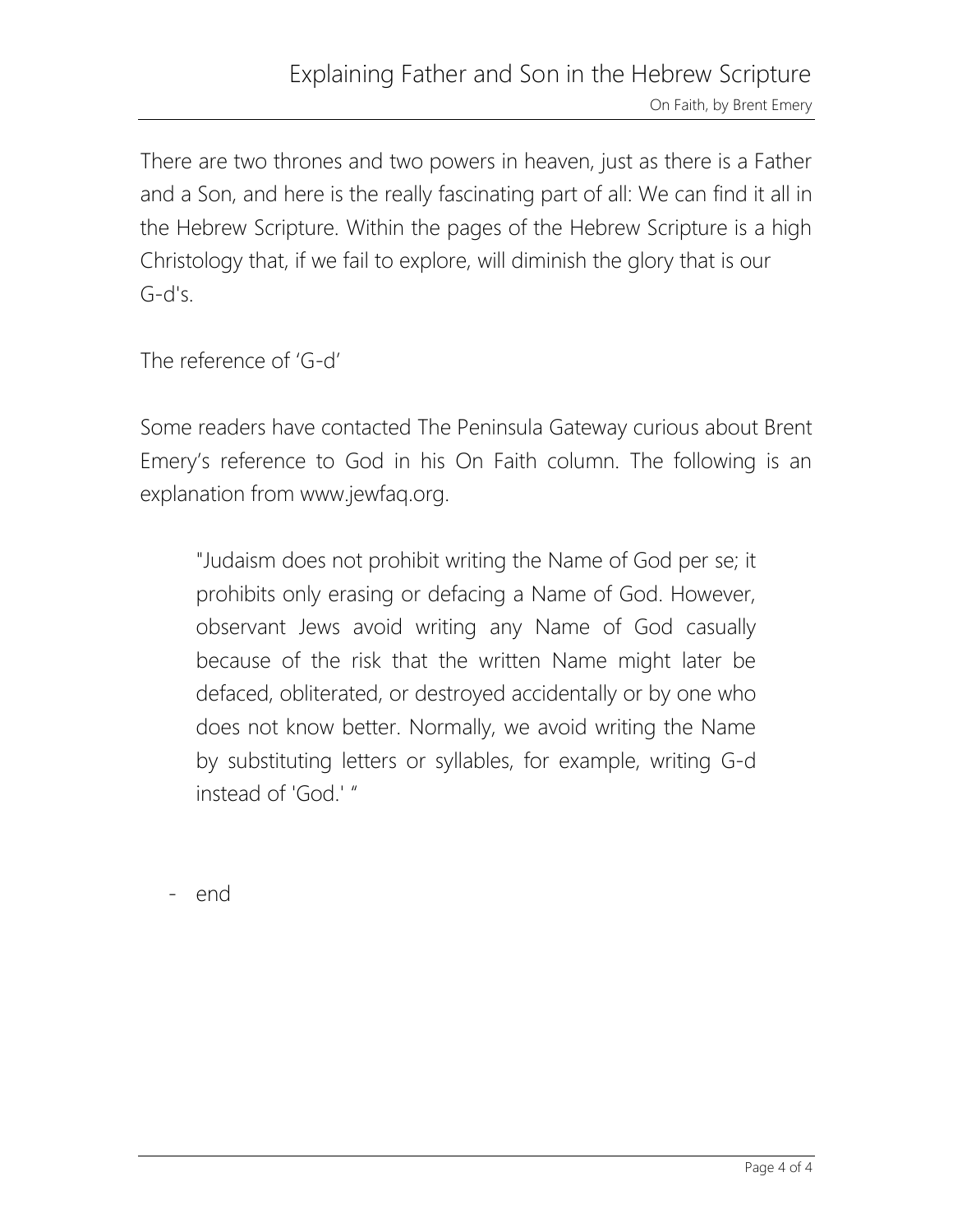There are two thrones and two powers in heaven, just as there is a Father and a Son, and here is the really fascinating part of all: We can find it all in the Hebrew Scripture. Within the pages of the Hebrew Scripture is a high Christology that, if we fail to explore, will diminish the glory that is our G-d's.

## The reference of 'G-d'

Some readers have contacted The Peninsula Gateway curious about Brent Emery's reference to God in his On Faith column. The following is an explanation from www.jewfaq.org.

> "Judaism does not prohibit writing the Name of God per se; it prohibits only erasing or defacing a Name of God. However, observant Jews avoid writing any Name of God casually because of the risk that the written Name might later be defaced, obliterated, or destroyed accidentally or by one who does not know better. Normally, we avoid writing the Name by substituting letters or syllables, for example, writing G-d instead of 'God.' "

- end